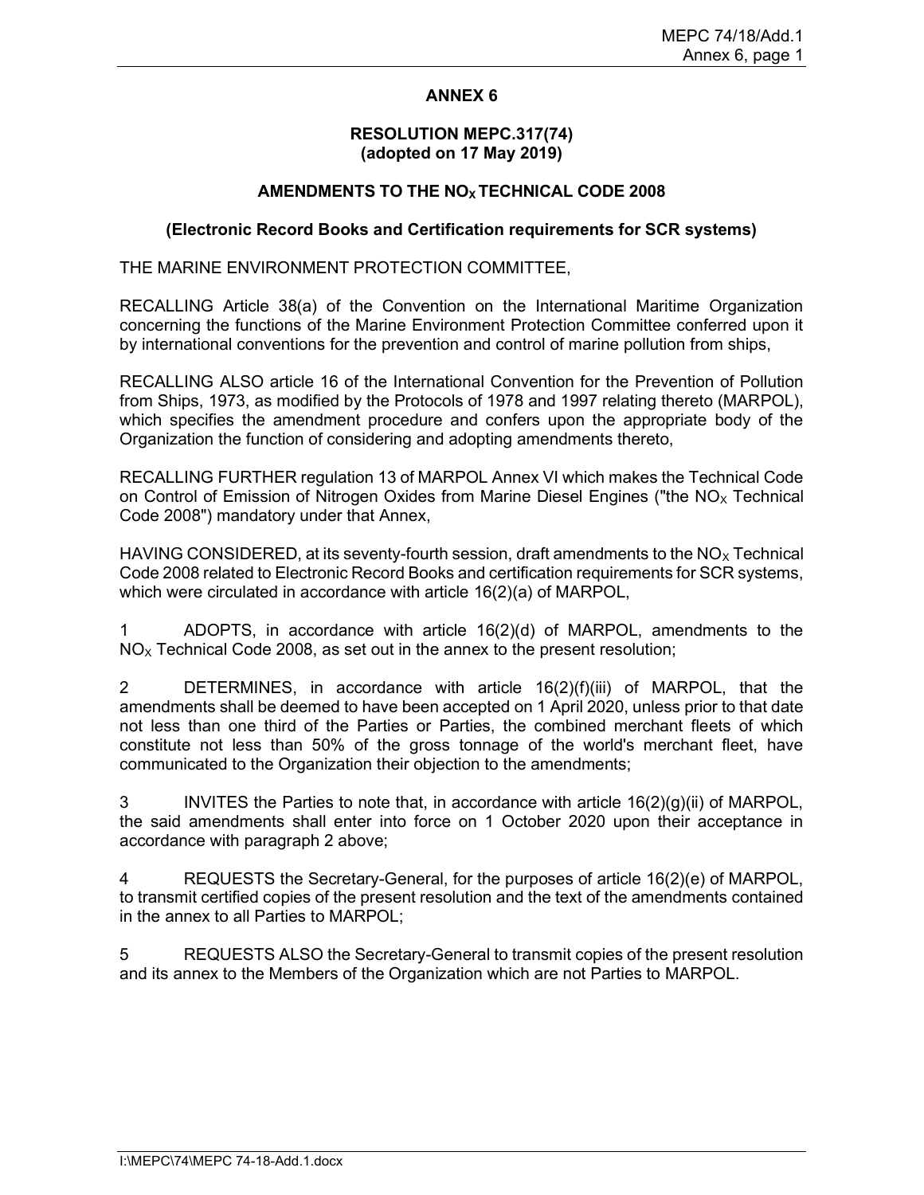# ANNEX 6

## RESOLUTION MEPC.317(74)
## (adopted on 17 May 2019)

## AMENDMENTS TO THE $NO_X$ TECHNICAL CODE 2008

### (Electronic Record Books and Certification requirements for SCR systems)

THE MARINE ENVIRONMENT PROTECTION COMMITTEE,

RECALLING Article 38(a) of the Convention on the International Maritime Organization concerning the functions of the Marine Environment Protection Committee conferred upon it by international conventions for the prevention and control of marine pollution from ships,

RECALLING ALSO article 16 of the International Convention for the Prevention of Pollution from Ships, 1973, as modified by the Protocols of 1978 and 1997 relating thereto (MARPOL), which specifies the amendment procedure and confers upon the appropriate body of the Organization the function of considering and adopting amendments thereto,

RECALLING FURTHER regulation 13 of MARPOL Annex VI which makes the Technical Code on Control of Emission of Nitrogen Oxides from Marine Diesel Engines ("the $NO_X$ Technical Code 2008") mandatory under that Annex,

HAVING CONSIDERED, at its seventy-fourth session, draft amendments to the $NO_X$ Technical Code 2008 related to Electronic Record Books and certification requirements for SCR systems, which were circulated in accordance with article 16(2)(a) of MARPOL,

1 ADOPTS, in accordance with article 16(2)(d) of MARPOL, amendments to the $NO_X$ Technical Code 2008, as set out in the annex to the present resolution;

2 DETERMINES, in accordance with article 16(2)(f)(iii) of MARPOL, that the amendments shall be deemed to have been accepted on 1 April 2020, unless prior to that date not less than one third of the Parties or Parties, the combined merchant fleets of which constitute not less than 50% of the gross tonnage of the world's merchant fleet, have communicated to the Organization their objection to the amendments;

3 INVITES the Parties to note that, in accordance with article 16(2)(g)(ii) of MARPOL, the said amendments shall enter into force on 1 October 2020 upon their acceptance in accordance with paragraph 2 above;

4 REQUESTS the Secretary-General, for the purposes of article 16(2)(e) of MARPOL, to transmit certified copies of the present resolution and the text of the amendments contained in the annex to all Parties to MARPOL;

5 REQUESTS ALSO the Secretary-General to transmit copies of the present resolution and its annex to the Members of the Organization which are not Parties to MARPOL.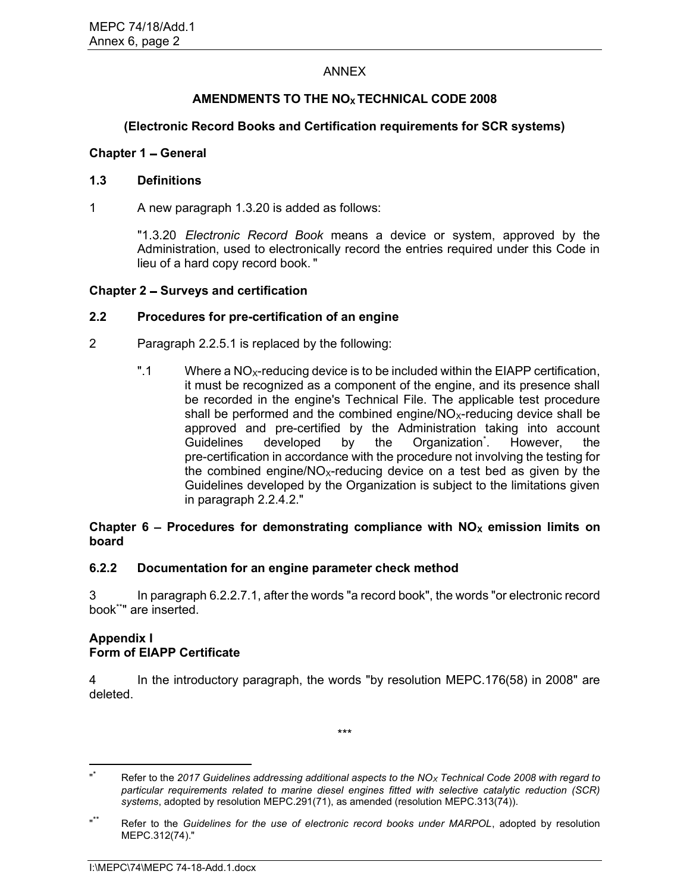ANNEX

## AMENDMENTS TO THE $NO_X$ TECHNICAL CODE 2008

### (Electronic Record Books and Certification requirements for SCR systems)

**Chapter 1 – General**

**1.3 Definitions**

1 A new paragraph 1.3.20 is added as follows:

> "1.3.20 *Electronic Record Book* means a device or system, approved by the Administration, used to electronically record the entries required under this Code in lieu of a hard copy record book. "

**Chapter 2 – Surveys and certification**

**2.2 Procedures for pre-certification of an engine**

2 Paragraph 2.2.5.1 is replaced by the following:

> ".1 Where a $NO_X$-reducing device is to be included within the EIAPP certification, it must be recognized as a component of the engine, and its presence shall be recorded in the engine's Technical File. The applicable test procedure shall be performed and the combined engine/$NO_X$-reducing device shall be approved and pre-certified by the Administration taking into account Guidelines developed by the Organization*. However, the pre-certification in accordance with the procedure not involving the testing for the combined engine/$NO_X$-reducing device on a test bed as given by the Guidelines developed by the Organization is subject to the limitations given in paragraph 2.2.4.2."

**Chapter 6 – Procedures for demonstrating compliance with $NO_X$ emission limits on board**

**6.2.2 Documentation for an engine parameter check method**

3 In paragraph 6.2.2.7.1, after the words "a record book", the words "or electronic record book**" are inserted.

**Appendix I**
**Form of EIAPP Certificate**

4 In the introductory paragraph, the words "by resolution MEPC.176(58) in 2008" are deleted.

\*\*\*

"* Refer to the *2017 Guidelines addressing additional aspects to the $NO_X$ Technical Code 2008 with regard to particular requirements related to marine diesel engines fitted with selective catalytic reduction (SCR) systems*, adopted by resolution MEPC.291(71), as amended (resolution MEPC.313(74)).

"** Refer to the *Guidelines for the use of electronic record books under MARPOL*, adopted by resolution MEPC.312(74)."